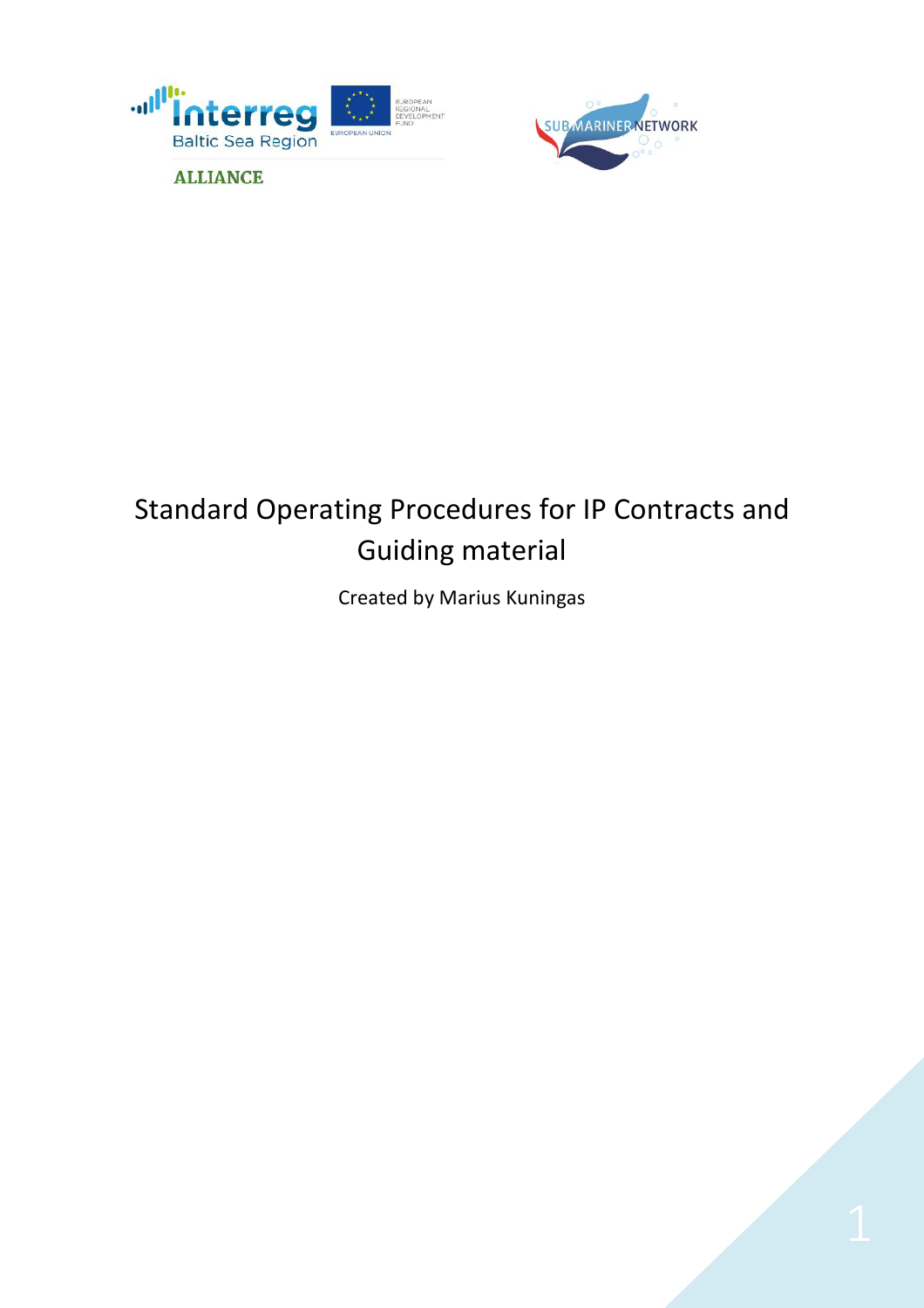ALLIANCE

# Standard Operating Procedures for IP Contracts and Guiding material

Created by Marius Kuningas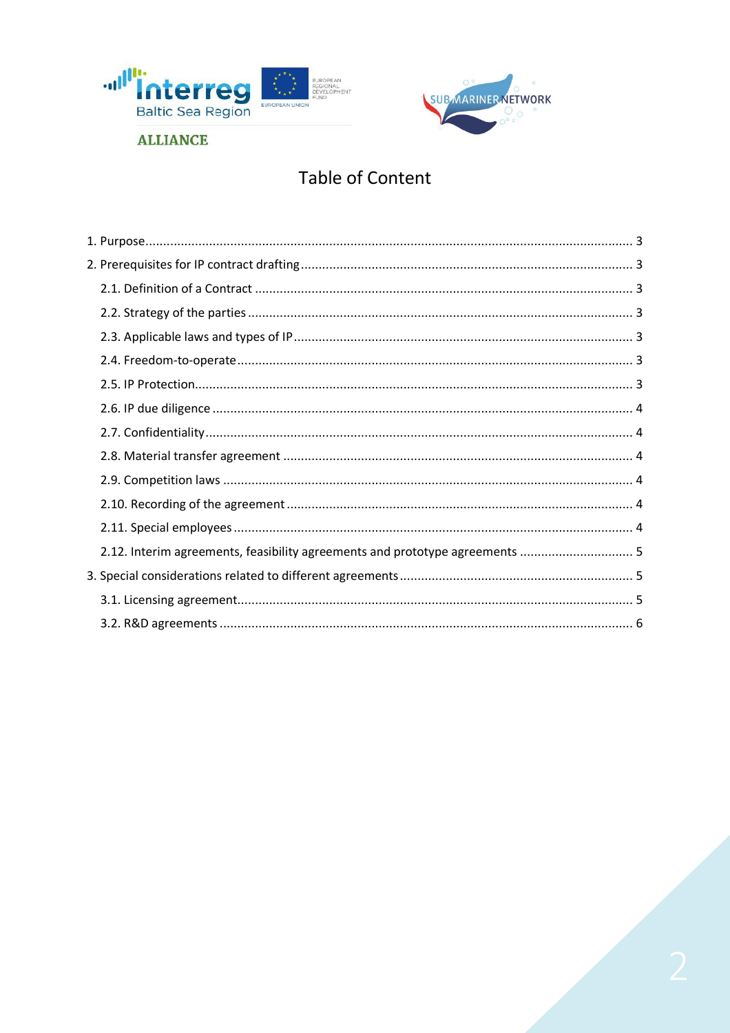# Table of Content

1. Purpose ... 3
2. Prerequisites for IP contract drafting ... 3
   - 2.1. Definition of a Contract ... 3
   - 2.2. Strategy of the parties ... 3
   - 2.3. Applicable laws and types of IP ... 3
   - 2.4. Freedom-to-operate ... 3
   - 2.5. IP Protection ... 3
   - 2.6. IP due diligence ... 4
   - 2.7. Confidentiality ... 4
   - 2.8. Material transfer agreement ... 4
   - 2.9. Competition laws ... 4
   - 2.10. Recording of the agreement ... 4
   - 2.11. Special employees ... 4
   - 2.12. Interim agreements, feasibility agreements and prototype agreements ... 5
3. Special considerations related to different agreements ... 5
   - 3.1. Licensing agreement ... 5
   - 3.2. R&D agreements ... 6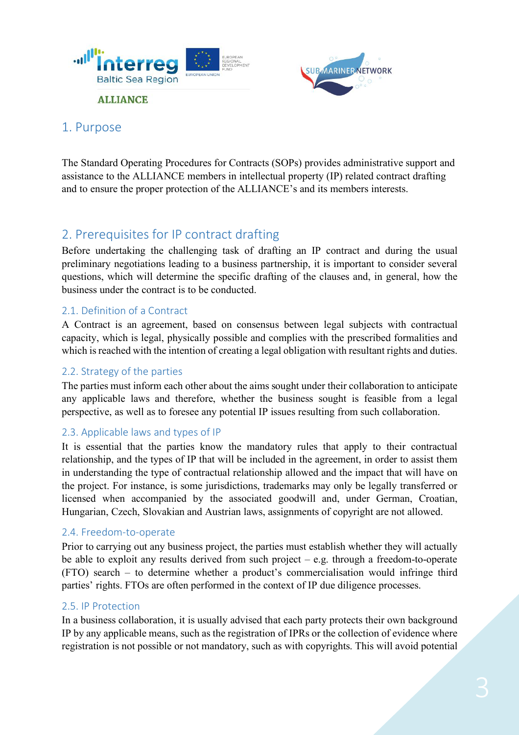## 1. Purpose

The Standard Operating Procedures for Contracts (SOPs) provides administrative support and assistance to the ALLIANCE members in intellectual property (IP) related contract drafting and to ensure the proper protection of the ALLIANCE's and its members interests.

## 2. Prerequisites for IP contract drafting

Before undertaking the challenging task of drafting an IP contract and during the usual preliminary negotiations leading to a business partnership, it is important to consider several questions, which will determine the specific drafting of the clauses and, in general, how the business under the contract is to be conducted.

### 2.1. Definition of a Contract

A Contract is an agreement, based on consensus between legal subjects with contractual capacity, which is legal, physically possible and complies with the prescribed formalities and which is reached with the intention of creating a legal obligation with resultant rights and duties.

### 2.2. Strategy of the parties

The parties must inform each other about the aims sought under their collaboration to anticipate any applicable laws and therefore, whether the business sought is feasible from a legal perspective, as well as to foresee any potential IP issues resulting from such collaboration.

### 2.3. Applicable laws and types of IP

It is essential that the parties know the mandatory rules that apply to their contractual relationship, and the types of IP that will be included in the agreement, in order to assist them in understanding the type of contractual relationship allowed and the impact that will have on the project. For instance, is some jurisdictions, trademarks may only be legally transferred or licensed when accompanied by the associated goodwill and, under German, Croatian, Hungarian, Czech, Slovakian and Austrian laws, assignments of copyright are not allowed.

### 2.4. Freedom-to-operate

Prior to carrying out any business project, the parties must establish whether they will actually be able to exploit any results derived from such project – e.g. through a freedom-to-operate (FTO) search – to determine whether a product's commercialisation would infringe third parties' rights. FTOs are often performed in the context of IP due diligence processes.

### 2.5. IP Protection

In a business collaboration, it is usually advised that each party protects their own background IP by any applicable means, such as the registration of IPRs or the collection of evidence where registration is not possible or not mandatory, such as with copyrights. This will avoid potential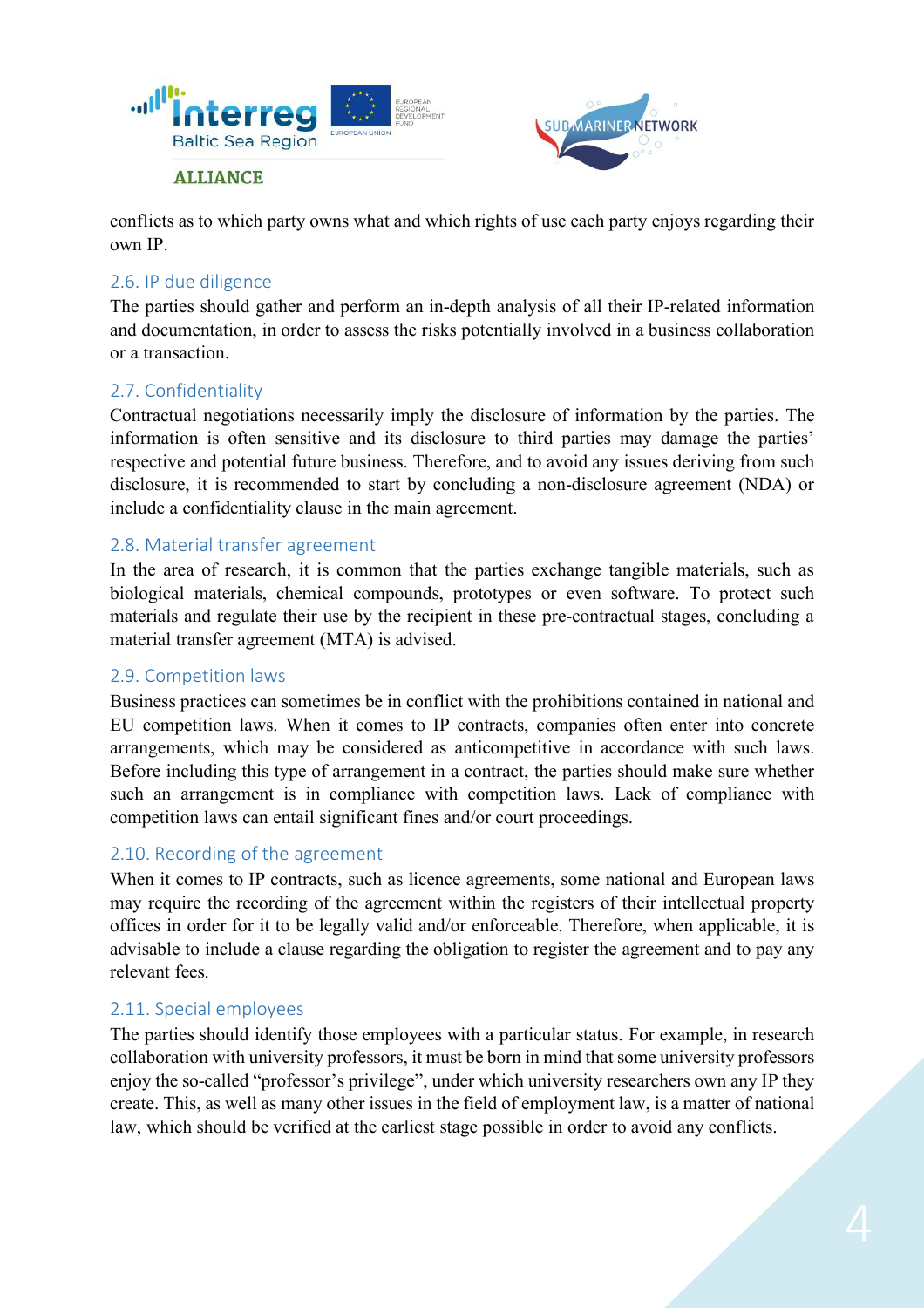conflicts as to which party owns what and which rights of use each party enjoys regarding their own IP.

### 2.6. IP due diligence

The parties should gather and perform an in-depth analysis of all their IP-related information and documentation, in order to assess the risks potentially involved in a business collaboration or a transaction.

### 2.7. Confidentiality

Contractual negotiations necessarily imply the disclosure of information by the parties. The information is often sensitive and its disclosure to third parties may damage the parties' respective and potential future business. Therefore, and to avoid any issues deriving from such disclosure, it is recommended to start by concluding a non-disclosure agreement (NDA) or include a confidentiality clause in the main agreement.

### 2.8. Material transfer agreement

In the area of research, it is common that the parties exchange tangible materials, such as biological materials, chemical compounds, prototypes or even software. To protect such materials and regulate their use by the recipient in these pre-contractual stages, concluding a material transfer agreement (MTA) is advised.

### 2.9. Competition laws

Business practices can sometimes be in conflict with the prohibitions contained in national and EU competition laws. When it comes to IP contracts, companies often enter into concrete arrangements, which may be considered as anticompetitive in accordance with such laws. Before including this type of arrangement in a contract, the parties should make sure whether such an arrangement is in compliance with competition laws. Lack of compliance with competition laws can entail significant fines and/or court proceedings.

### 2.10. Recording of the agreement

When it comes to IP contracts, such as licence agreements, some national and European laws may require the recording of the agreement within the registers of their intellectual property offices in order for it to be legally valid and/or enforceable. Therefore, when applicable, it is advisable to include a clause regarding the obligation to register the agreement and to pay any relevant fees.

### 2.11. Special employees

The parties should identify those employees with a particular status. For example, in research collaboration with university professors, it must be born in mind that some university professors enjoy the so-called "professor's privilege", under which university researchers own any IP they create. This, as well as many other issues in the field of employment law, is a matter of national law, which should be verified at the earliest stage possible in order to avoid any conflicts.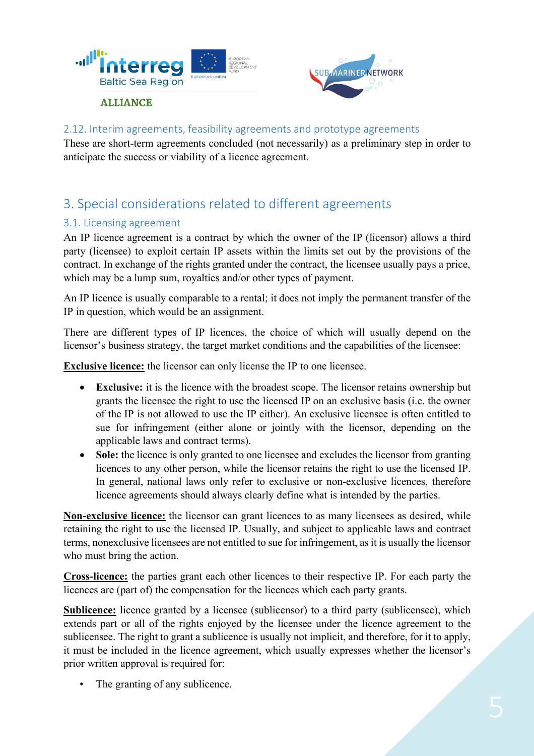### 2.12. Interim agreements, feasibility agreements and prototype agreements

These are short-term agreements concluded (not necessarily) as a preliminary step in order to anticipate the success or viability of a licence agreement.

## 3. Special considerations related to different agreements

### 3.1. Licensing agreement

An IP licence agreement is a contract by which the owner of the IP (licensor) allows a third party (licensee) to exploit certain IP assets within the limits set out by the provisions of the contract. In exchange of the rights granted under the contract, the licensee usually pays a price, which may be a lump sum, royalties and/or other types of payment.

An IP licence is usually comparable to a rental; it does not imply the permanent transfer of the IP in question, which would be an assignment.

There are different types of IP licences, the choice of which will usually depend on the licensor's business strategy, the target market conditions and the capabilities of the licensee:

**Exclusive licence:** the licensor can only license the IP to one licensee.

- **Exclusive:** it is the licence with the broadest scope. The licensor retains ownership but grants the licensee the right to use the licensed IP on an exclusive basis (i.e. the owner of the IP is not allowed to use the IP either). An exclusive licensee is often entitled to sue for infringement (either alone or jointly with the licensor, depending on the applicable laws and contract terms).
- **Sole:** the licence is only granted to one licensee and excludes the licensor from granting licences to any other person, while the licensor retains the right to use the licensed IP. In general, national laws only refer to exclusive or non-exclusive licences, therefore licence agreements should always clearly define what is intended by the parties.

**Non-exclusive licence:** the licensor can grant licences to as many licensees as desired, while retaining the right to use the licensed IP. Usually, and subject to applicable laws and contract terms, nonexclusive licensees are not entitled to sue for infringement, as it is usually the licensor who must bring the action.

**Cross-licence:** the parties grant each other licences to their respective IP. For each party the licences are (part of) the compensation for the licences which each party grants.

**Sublicence:** licence granted by a licensee (sublicensor) to a third party (sublicensee), which extends part or all of the rights enjoyed by the licensee under the licence agreement to the sublicensee. The right to grant a sublicence is usually not implicit, and therefore, for it to apply, it must be included in the licence agreement, which usually expresses whether the licensor's prior written approval is required for:

- The granting of any sublicence.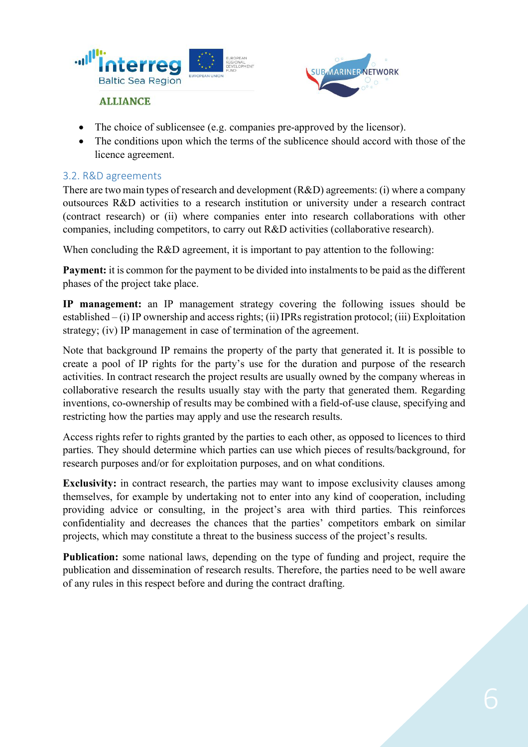- The choice of sublicensee (e.g. companies pre-approved by the licensor).
- The conditions upon which the terms of the sublicence should accord with those of the licence agreement.

### 3.2. R&D agreements

There are two main types of research and development (R&D) agreements: (i) where a company outsources R&D activities to a research institution or university under a research contract (contract research) or (ii) where companies enter into research collaborations with other companies, including competitors, to carry out R&D activities (collaborative research).

When concluding the R&D agreement, it is important to pay attention to the following:

**Payment:** it is common for the payment to be divided into instalments to be paid as the different phases of the project take place.

**IP management:** an IP management strategy covering the following issues should be established – (i) IP ownership and access rights; (ii) IPRs registration protocol; (iii) Exploitation strategy; (iv) IP management in case of termination of the agreement.

Note that background IP remains the property of the party that generated it. It is possible to create a pool of IP rights for the party's use for the duration and purpose of the research activities. In contract research the project results are usually owned by the company whereas in collaborative research the results usually stay with the party that generated them. Regarding inventions, co-ownership of results may be combined with a field-of-use clause, specifying and restricting how the parties may apply and use the research results.

Access rights refer to rights granted by the parties to each other, as opposed to licences to third parties. They should determine which parties can use which pieces of results/background, for research purposes and/or for exploitation purposes, and on what conditions.

**Exclusivity:** in contract research, the parties may want to impose exclusivity clauses among themselves, for example by undertaking not to enter into any kind of cooperation, including providing advice or consulting, in the project's area with third parties. This reinforces confidentiality and decreases the chances that the parties' competitors embark on similar projects, which may constitute a threat to the business success of the project's results.

**Publication:** some national laws, depending on the type of funding and project, require the publication and dissemination of research results. Therefore, the parties need to be well aware of any rules in this respect before and during the contract drafting.